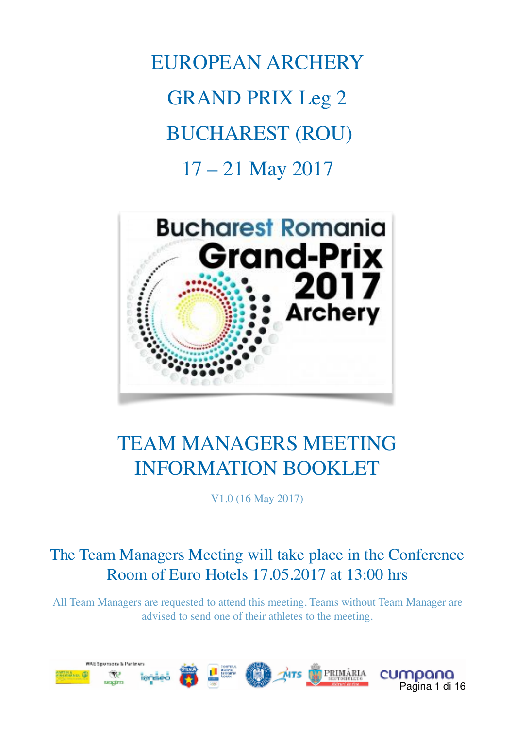# EUROPEAN ARCHERY GRAND PRIX Leg 2

# BUCHAREST (ROU)

# 17 – 21 May 2017

## TEAM MANAGERS MEETING INFORMATION BOOKLET

V1.0 (16 May 2017)

### The Team Managers Meeting will take place in the Conference Room of Euro Hotels 17.05.2017 at 13:00 hrs

All Team Managers are requested to attend this meeting. Teams without Team Manager are advised to send one of their athletes to the meeting.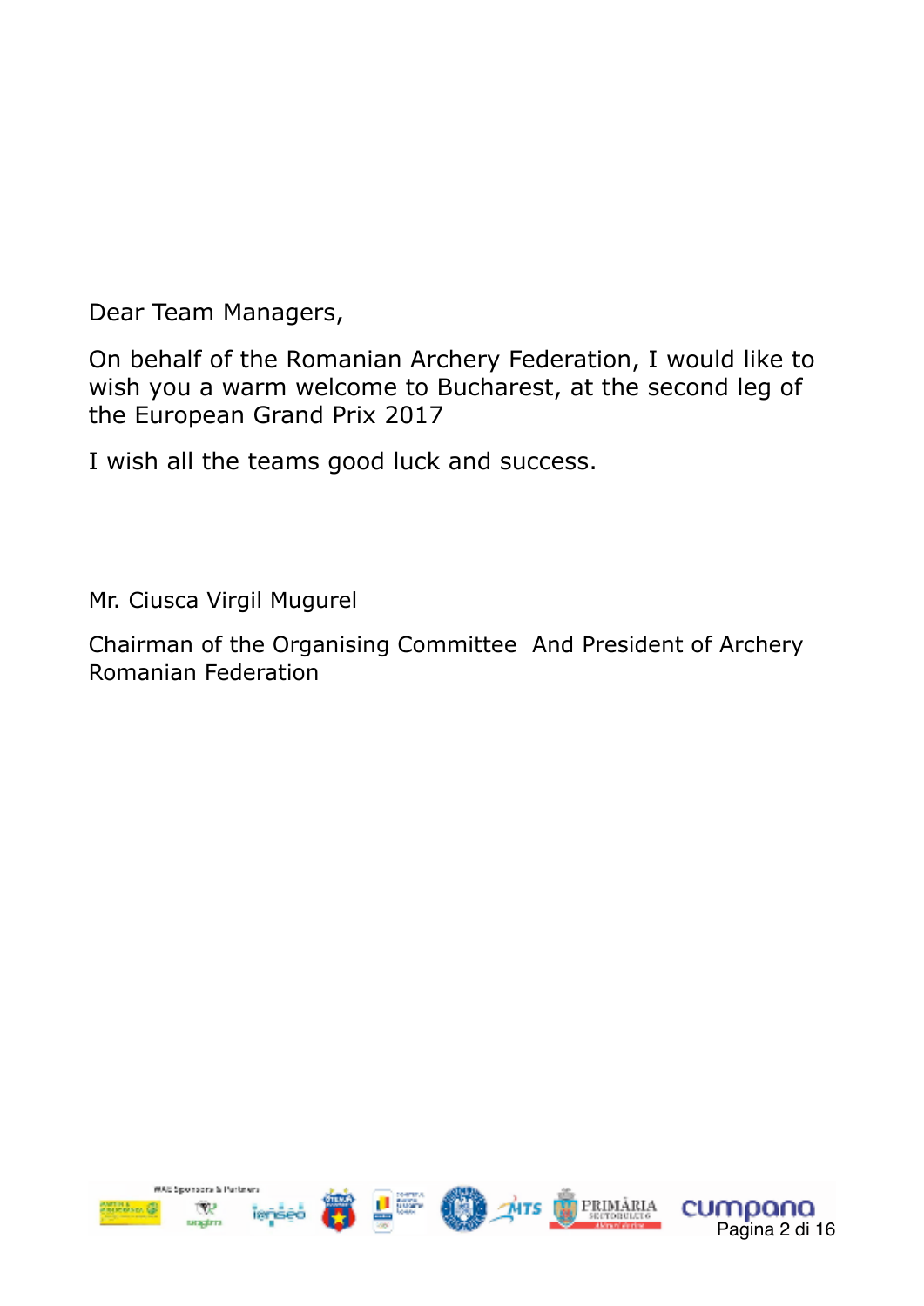Dear Team Managers,

On behalf of the Romanian Archery Federation, I would like to wish you a warm welcome to Bucharest, at the second leg of the European Grand Prix 2017

I wish all the teams good luck and success.

Mr. Ciusca Virgil Mugurel

Chairman of the Organising Committee And President of Archery Romanian Federation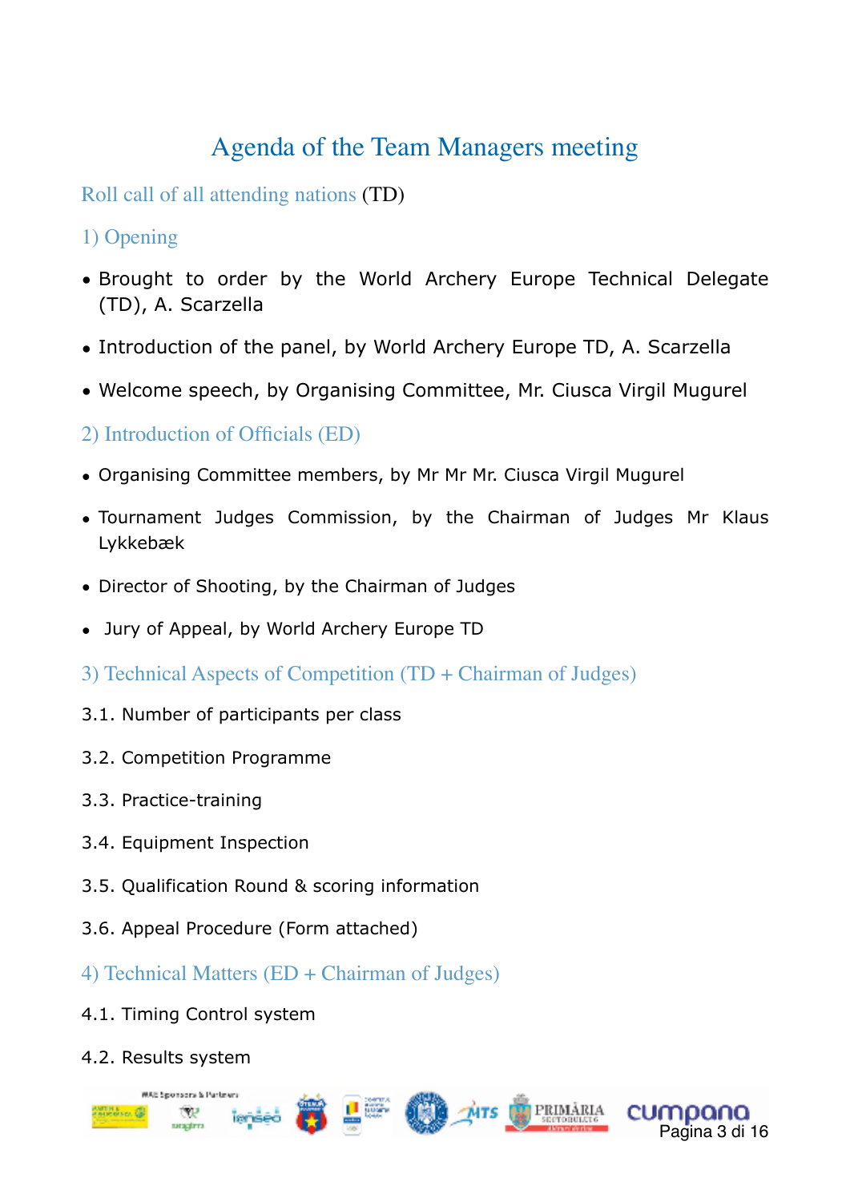# Agenda of the Team Managers meeting

## Roll call of all attending nations (TD)

## 1) Opening

- Brought to order by the World Archery Europe Technical Delegate (TD), A. Scarzella
- Introduction of the panel, by World Archery Europe TD, A. Scarzella
- Welcome speech, by Organising Committee, Mr. Ciusca Virgil Mugurel

## 2) Introduction of Officials (ED)

- Organising Committee members, by Mr Mr Mr. Ciusca Virgil Mugurel
- Tournament Judges Commission, by the Chairman of Judges Mr Klaus Lykkebæk
- Director of Shooting, by the Chairman of Judges
- Jury of Appeal, by World Archery Europe TD

## 3) Technical Aspects of Competition (TD + Chairman of Judges)

3.1. Number of participants per class

3.2. Competition Programme

3.3. Practice-training

3.4. Equipment Inspection

3.5. Qualification Round & scoring information

3.6. Appeal Procedure (Form attached)

## 4) Technical Matters (ED + Chairman of Judges)

4.1. Timing Control system

4.2. Results system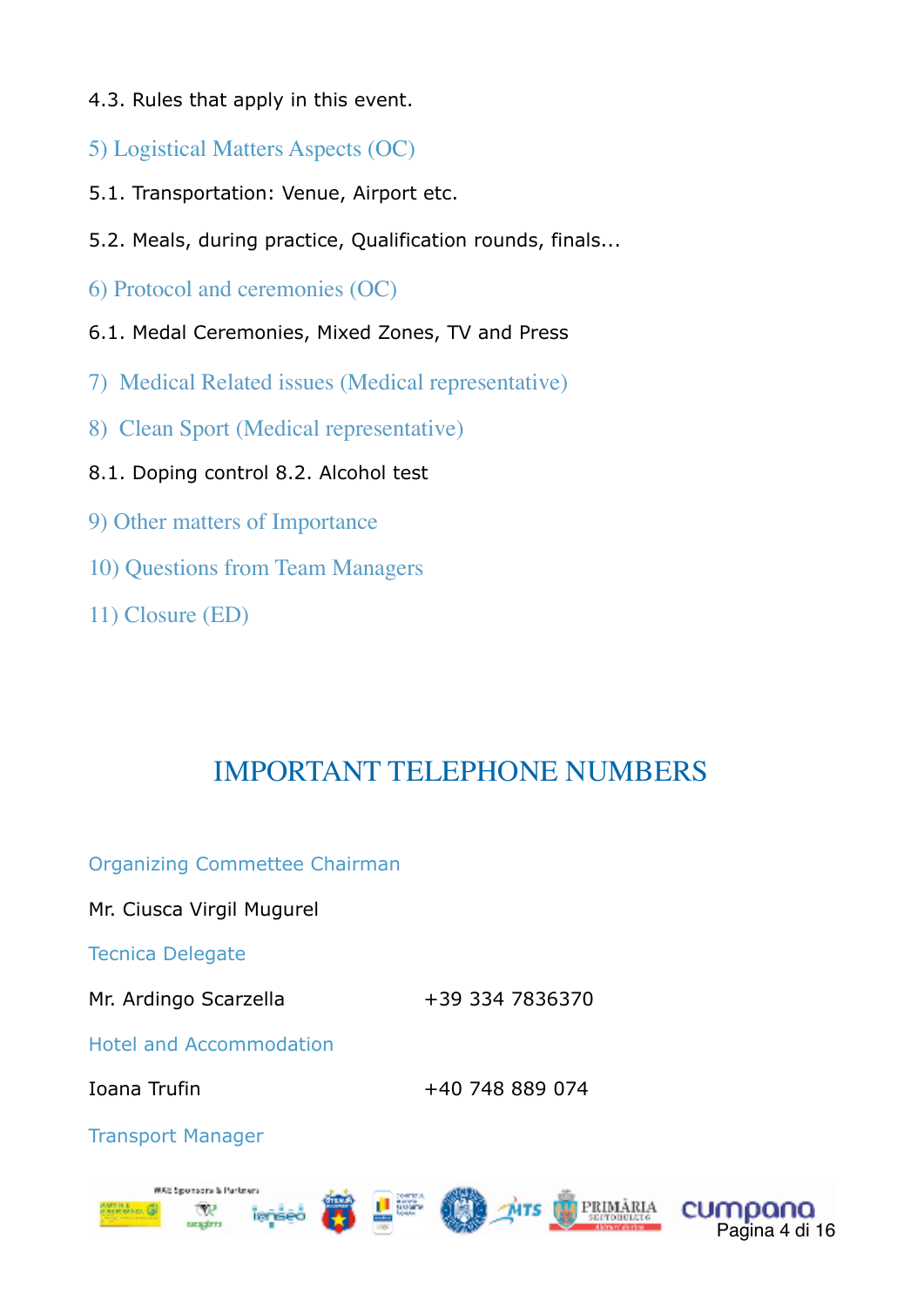4.3. Rules that apply in this event.

5) Logistical Matters Aspects (OC)

5.1. Transportation: Venue, Airport etc.

5.2. Meals, during practice, Qualification rounds, finals...

6) Protocol and ceremonies (OC)

6.1. Medal Ceremonies, Mixed Zones, TV and Press

7) Medical Related issues (Medical representative)

8) Clean Sport (Medical representative)

8.1. Doping control 8.2. Alcohol test

9) Other matters of Importance

10) Questions from Team Managers

11) Closure (ED)

## IMPORTANT TELEPHONE NUMBERS

Organizing Commettee Chairman

Mr. Ciusca Virgil Mugurel

Tecnica Delegate

Mr. Ardingo Scarzella +39 334 7836370

Hotel and Accommodation

Ioana Trufin +40 748 889 074

Transport Manager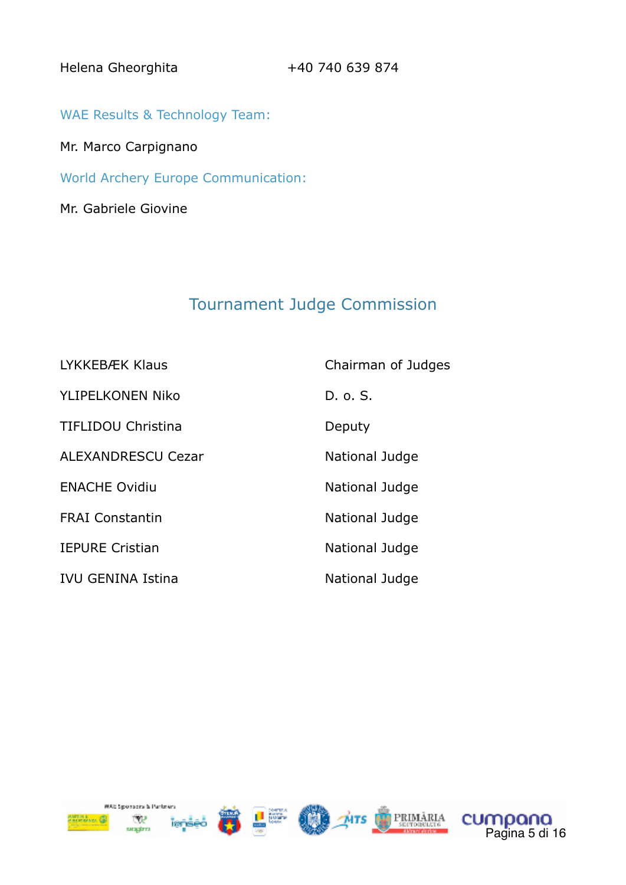Helena Gheorghita +40 740 639 874

WAE Results & Technology Team:

Mr. Marco Carpignano

World Archery Europe Communication:

Mr. Gabriele Giovine

## Tournament Judge Commission

| | |
|---|---|
| LYKKEBÆK Klaus | Chairman of Judges |
| YLIPELKONEN Niko | D. o. S. |
| TIFLIDOU Christina | Deputy |
| ALEXANDRESCU Cezar | National Judge |
| ENACHE Ovidiu | National Judge |
| FRAI Constantin | National Judge |
| IEPURE Cristian | National Judge |
| IVU GENINA Istina | National Judge |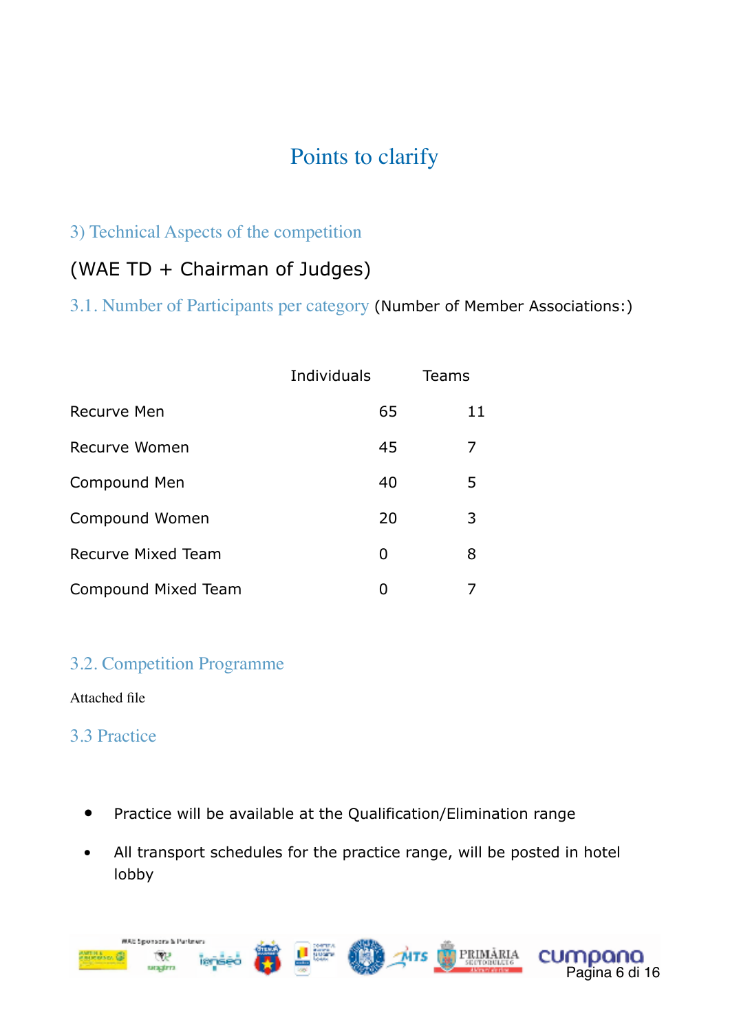# Points to clarify

## 3) Technical Aspects of the competition

(WAE TD + Chairman of Judges)

### 3.1. Number of Participants per category (Number of Member Associations:)

| | Individuals | Teams |
|---|---|---|
| Recurve Men | 65 | 11 |
| Recurve Women | 45 | 7 |
| Compound Men | 40 | 5 |
| Compound Women | 20 | 3 |
| Recurve Mixed Team | 0 | 8 |
| Compound Mixed Team | 0 | 7 |

### 3.2. Competition Programme

Attached file

### 3.3 Practice

- Practice will be available at the Qualification/Elimination range
- All transport schedules for the practice range, will be posted in hotel lobby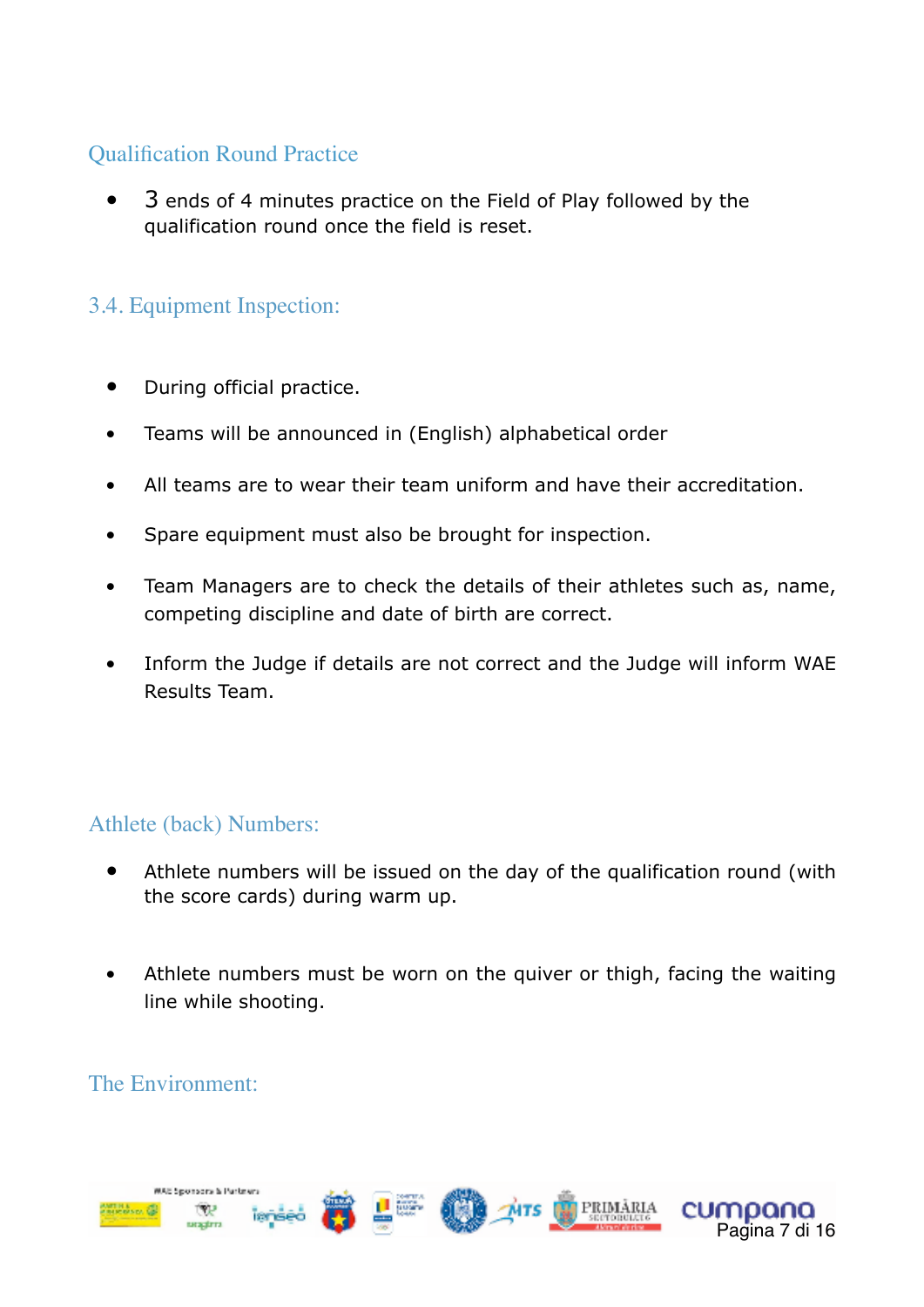## Qualification Round Practice

- 3 ends of 4 minutes practice on the Field of Play followed by the qualification round once the field is reset.

## 3.4. Equipment Inspection:

- During official practice.
- Teams will be announced in (English) alphabetical order
- All teams are to wear their team uniform and have their accreditation.
- Spare equipment must also be brought for inspection.
- Team Managers are to check the details of their athletes such as, name, competing discipline and date of birth are correct.
- Inform the Judge if details are not correct and the Judge will inform WAE Results Team.

## Athlete (back) Numbers:

- Athlete numbers will be issued on the day of the qualification round (with the score cards) during warm up.
- Athlete numbers must be worn on the quiver or thigh, facing the waiting line while shooting.

## The Environment: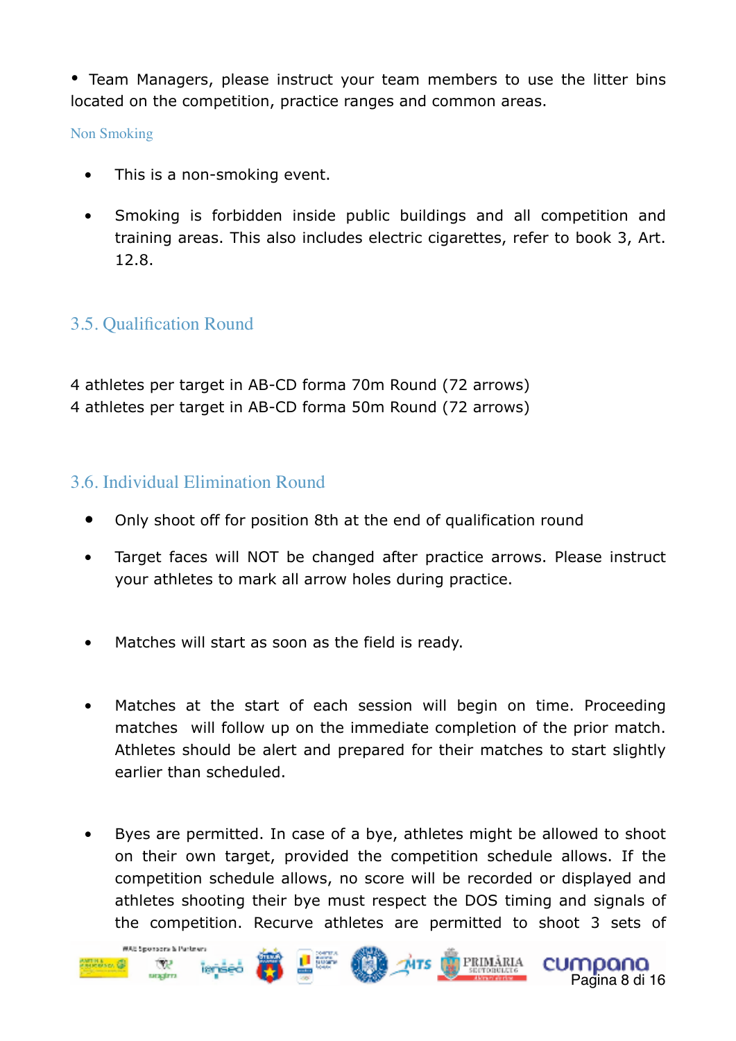- Team Managers, please instruct your team members to use the litter bins located on the competition, practice ranges and common areas.

### Non Smoking

- This is a non-smoking event.
- Smoking is forbidden inside public buildings and all competition and training areas. This also includes electric cigarettes, refer to book 3, Art. 12.8.

## 3.5. Qualification Round

4 athletes per target in AB-CD forma 70m Round (72 arrows)
4 athletes per target in AB-CD forma 50m Round (72 arrows)

## 3.6. Individual Elimination Round

- Only shoot off for position 8th at the end of qualification round
- Target faces will NOT be changed after practice arrows. Please instruct your athletes to mark all arrow holes during practice.
- Matches will start as soon as the field is ready.
- Matches at the start of each session will begin on time. Proceeding matches will follow up on the immediate completion of the prior match. Athletes should be alert and prepared for their matches to start slightly earlier than scheduled.
- Byes are permitted. In case of a bye, athletes might be allowed to shoot on their own target, provided the competition schedule allows. If the competition schedule allows, no score will be recorded or displayed and athletes shooting their bye must respect the DOS timing and signals of the competition. Recurve athletes are permitted to shoot 3 sets of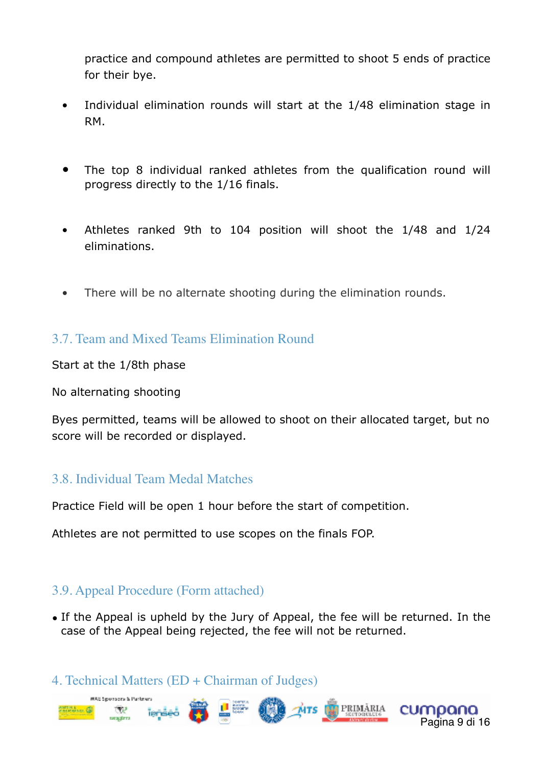practice and compound athletes are permitted to shoot 5 ends of practice for their bye.

- Individual elimination rounds will start at the 1/48 elimination stage in RM.
- The top 8 individual ranked athletes from the qualification round will progress directly to the 1/16 finals.
- Athletes ranked 9th to 104 position will shoot the 1/48 and 1/24 eliminations.
- There will be no alternate shooting during the elimination rounds.

## 3.7. Team and Mixed Teams Elimination Round

Start at the 1/8th phase

No alternating shooting

Byes permitted, teams will be allowed to shoot on their allocated target, but no score will be recorded or displayed.

## 3.8. Individual Team Medal Matches

Practice Field will be open 1 hour before the start of competition.

Athletes are not permitted to use scopes on the finals FOP.

## 3.9. Appeal Procedure (Form attached)

- If the Appeal is upheld by the Jury of Appeal, the fee will be returned. In the case of the Appeal being rejected, the fee will not be returned.

# 4. Technical Matters (ED + Chairman of Judges)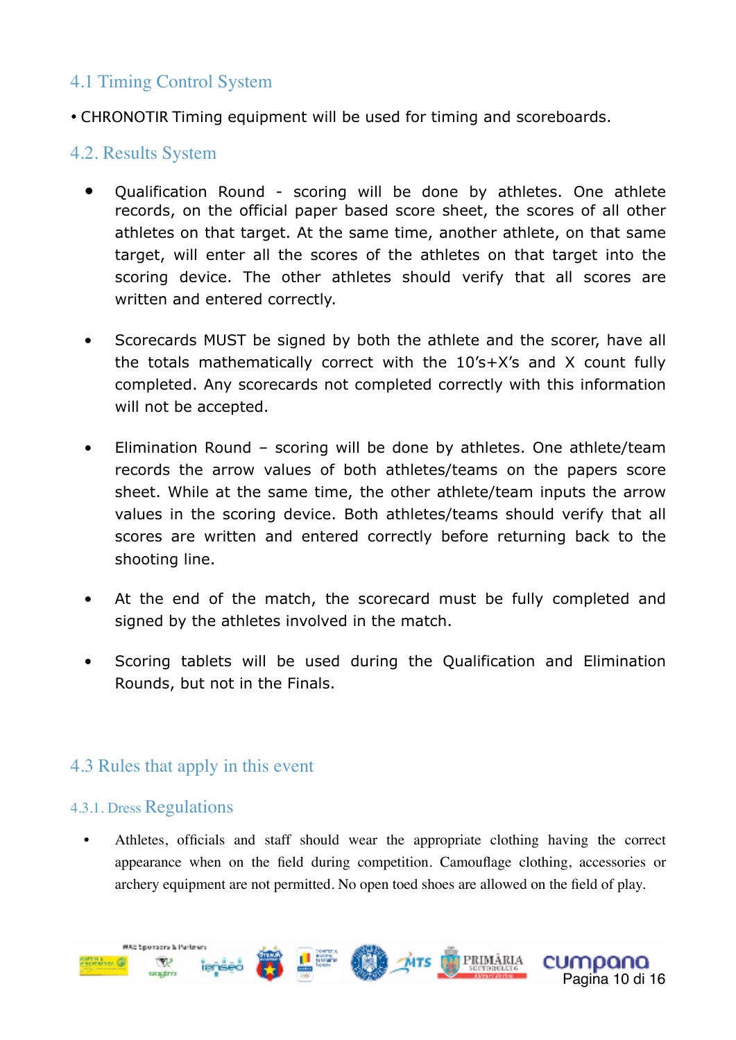## 4.1 Timing Control System

- CHRONOTIR Timing equipment will be used for timing and scoreboards.

## 4.2. Results System

- Qualification Round - scoring will be done by athletes. One athlete records, on the official paper based score sheet, the scores of all other athletes on that target. At the same time, another athlete, on that same target, will enter all the scores of the athletes on that target into the scoring device. The other athletes should verify that all scores are written and entered correctly.

- Scorecards MUST be signed by both the athlete and the scorer, have all the totals mathematically correct with the 10's+X's and X count fully completed. Any scorecards not completed correctly with this information will not be accepted.

- Elimination Round – scoring will be done by athletes. One athlete/team records the arrow values of both athletes/teams on the papers score sheet. While at the same time, the other athlete/team inputs the arrow values in the scoring device. Both athletes/teams should verify that all scores are written and entered correctly before returning back to the shooting line.

- At the end of the match, the scorecard must be fully completed and signed by the athletes involved in the match.

- Scoring tablets will be used during the Qualification and Elimination Rounds, but not in the Finals.

## 4.3 Rules that apply in this event

### 4.3.1. Dress Regulations

- Athletes, officials and staff should wear the appropriate clothing having the correct appearance when on the field during competition. Camouflage clothing, accessories or archery equipment are not permitted. No open toed shoes are allowed on the field of play.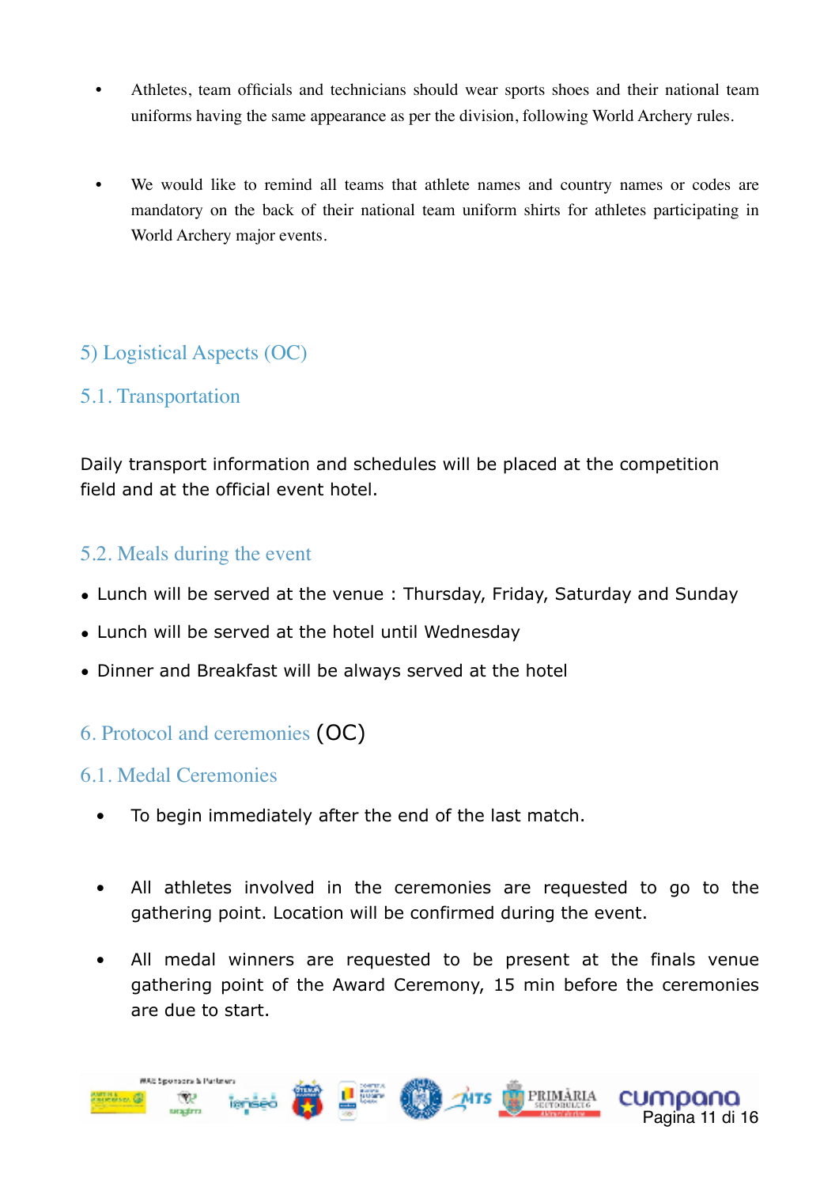- Athletes, team officials and technicians should wear sports shoes and their national team uniforms having the same appearance as per the division, following World Archery rules.

- We would like to remind all teams that athlete names and country names or codes are mandatory on the back of their national team uniform shirts for athletes participating in World Archery major events.

## 5) Logistical Aspects (OC)

### 5.1. Transportation

Daily transport information and schedules will be placed at the competition field and at the official event hotel.

### 5.2. Meals during the event

- Lunch will be served at the venue : Thursday, Friday, Saturday and Sunday
- Lunch will be served at the hotel until Wednesday
- Dinner and Breakfast will be always served at the hotel

## 6. Protocol and ceremonies (OC)

### 6.1. Medal Ceremonies

- To begin immediately after the end of the last match.

- All athletes involved in the ceremonies are requested to go to the gathering point. Location will be confirmed during the event.

- All medal winners are requested to be present at the finals venue gathering point of the Award Ceremony, 15 min before the ceremonies are due to start.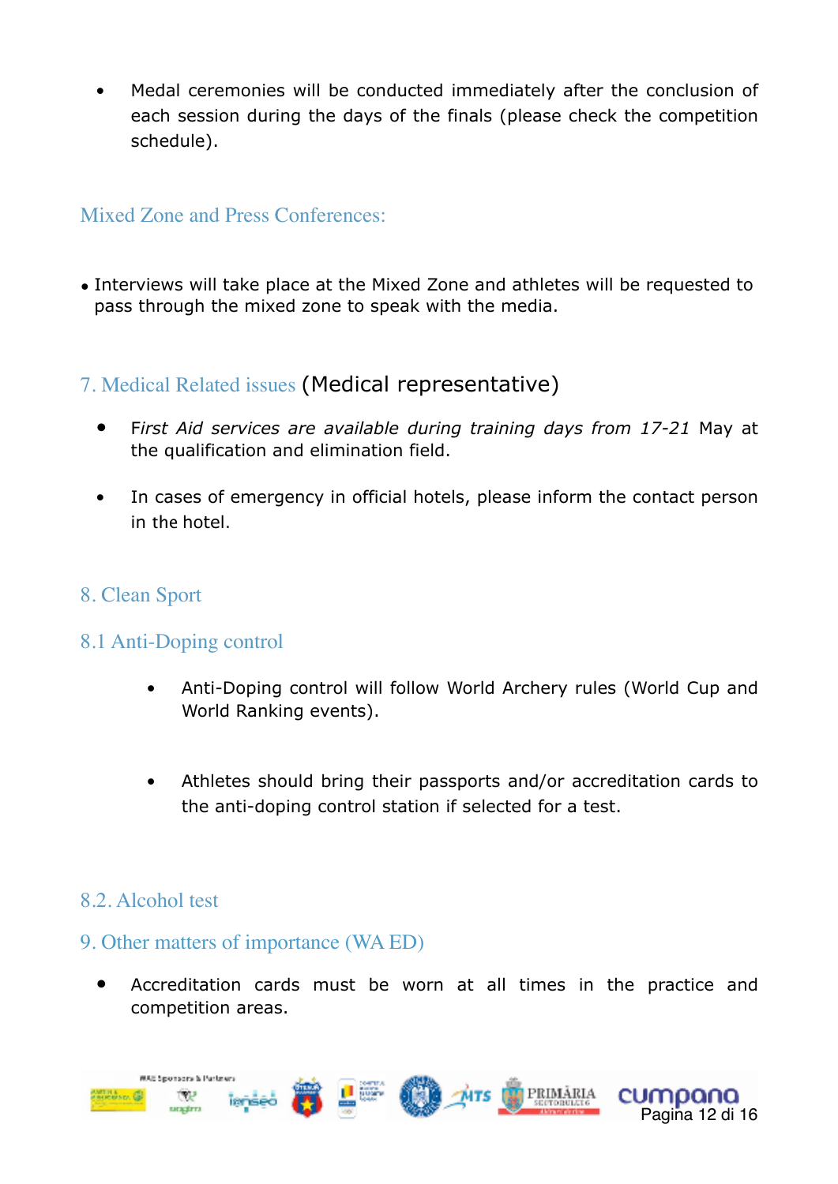- Medal ceremonies will be conducted immediately after the conclusion of each session during the days of the finals (please check the competition schedule).

## Mixed Zone and Press Conferences:

- Interviews will take place at the Mixed Zone and athletes will be requested to pass through the mixed zone to speak with the media.

## 7. Medical Related issues (Medical representative)

- F*irst Aid services are available during training days from 17-21* May at the qualification and elimination field.

- In cases of emergency in official hotels, please inform the contact person in the hotel.

## 8. Clean Sport

### 8.1 Anti-Doping control

- Anti-Doping control will follow World Archery rules (World Cup and World Ranking events).

- Athletes should bring their passports and/or accreditation cards to the anti-doping control station if selected for a test.

### 8.2. Alcohol test

## 9. Other matters of importance (WA ED)

- Accreditation cards must be worn at all times in the practice and competition areas.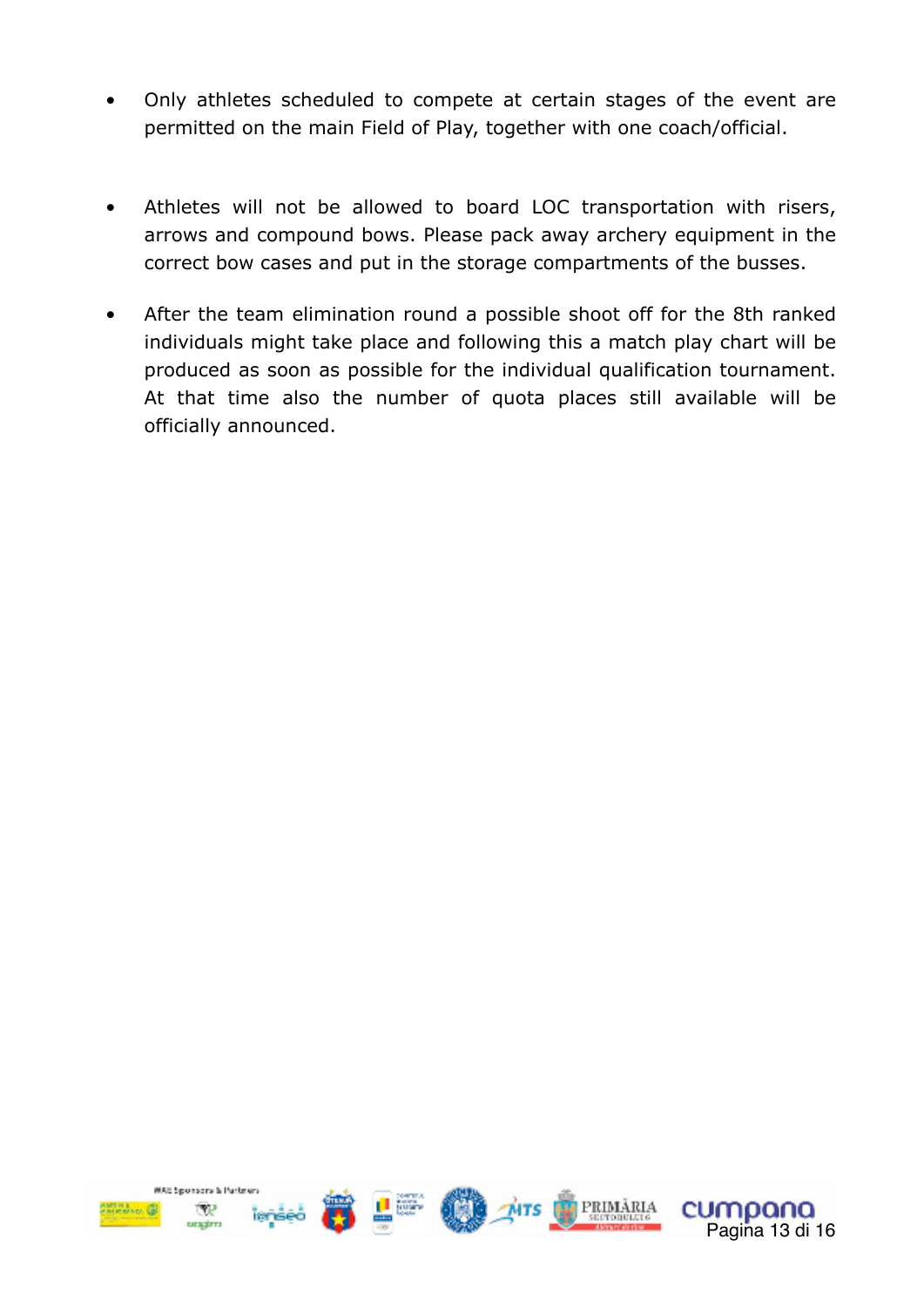- Only athletes scheduled to compete at certain stages of the event are permitted on the main Field of Play, together with one coach/official.

- Athletes will not be allowed to board LOC transportation with risers, arrows and compound bows. Please pack away archery equipment in the correct bow cases and put in the storage compartments of the busses.

- After the team elimination round a possible shoot off for the 8th ranked individuals might take place and following this a match play chart will be produced as soon as possible for the individual qualification tournament. At that time also the number of quota places still available will be officially announced.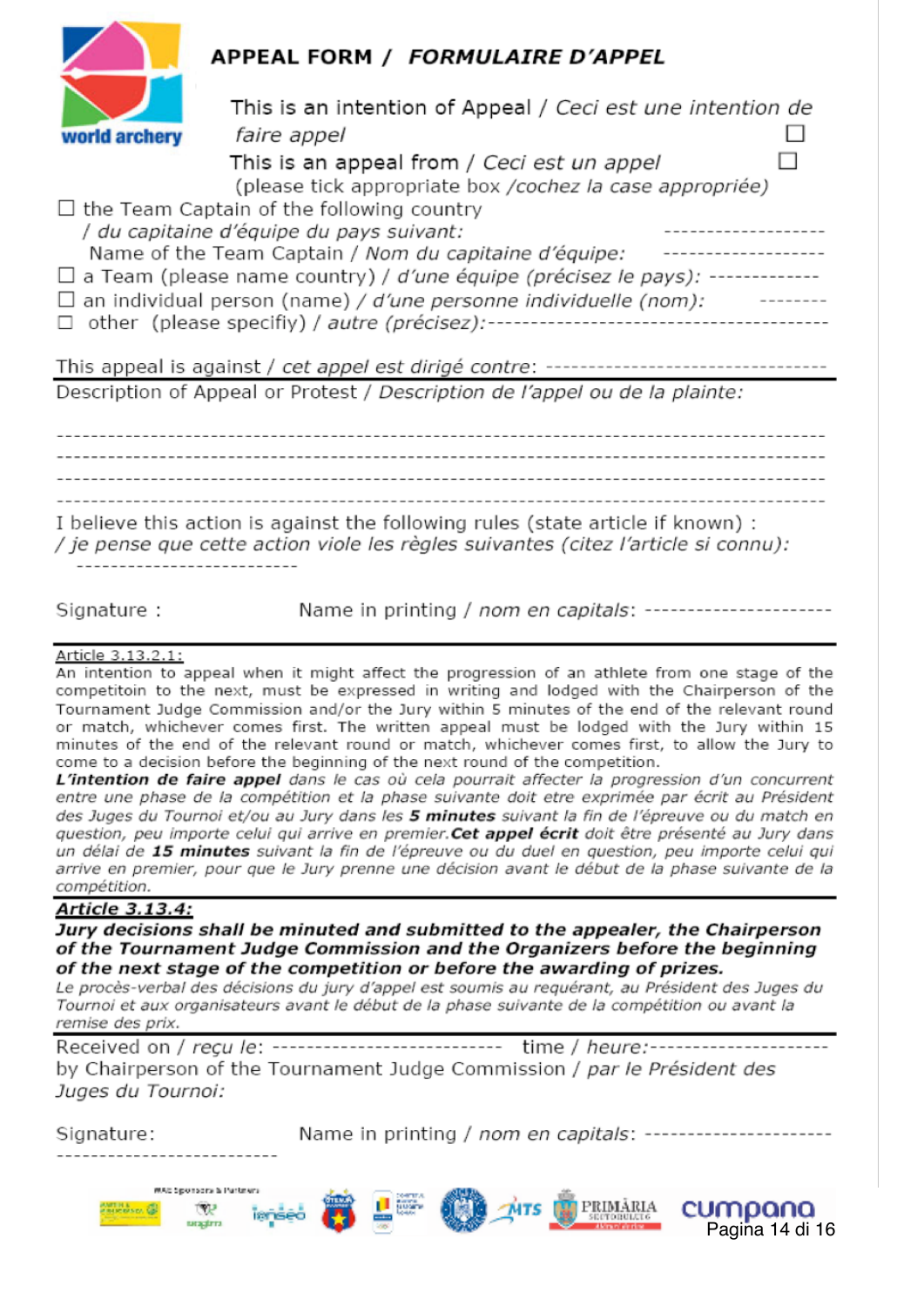## APPEAL FORM / *FORMULAIRE D'APPEL*

This is an intention of Appeal / *Ceci est une intention de faire appel* ☐

This is an appeal from / *Ceci est un appel* ☐

(please tick appropriate box */cochez la case appropriée)*

☐ the Team Captain of the following country
*/ du capitaine d'équipe du pays suivant:* ------------------
Name of the Team Captain / *Nom du capitaine d'équipe:* ------------------

☐ a Team (please name country) / *d'une équipe (précisez le pays):* -------------

☐ an individual person (name) / *d'une personne individuelle (nom):* --------

☐ other (please specifiy) / *autre (précisez):*----------------------------------------

This appeal is against / *cet appel est dirigé contre:* --------------------------------

Description of Appeal or Protest / *Description de l'appel ou de la plainte:*

------------------------------------------------------------------------------------------
------------------------------------------------------------------------------------------
------------------------------------------------------------------------------------------
------------------------------------------------------------------------------------------

I believe this action is against the following rules (state article if known) :
*/ je pense que cette action viole les règles suivantes (citez l'article si connu):*
--------------------------

Signature : Name in printing / *nom en capitals:* ----------------------

---

<u>Article 3.13.2.1:</u>
An intention to appeal when it might affect the progression of an athlete from one stage of the competitoin to the next, must be expressed in writing and lodged with the Chairperson of the Tournament Judge Commission and/or the Jury within 5 minutes of the end of the relevant round or match, whichever comes first. The written appeal must be lodged with the Jury within 15 minutes of the end of the relevant round or match, whichever comes first, to allow the Jury to come to a decision before the beginning of the next round of the competition.
***L'intention de faire appel** dans le cas où cela pourrait affecter la progression d'un concurrent entre une phase de la compétition et la phase suivante doit etre exprimée par écrit au Président des Juges du Tournoi et/ou au Jury dans les **5 minutes** suivant la fin de l'épreuve ou du match en question, peu importe celui qui arrive en premier.**Cet appel écrit** doit être présenté au Jury dans un délai de **15 minutes** suivant la fin de l'épreuve ou du duel en question, peu importe celui qui arrive en premier, pour que le Jury prenne une décision avant le début de la phase suivante de la compétition.*

---

***<u>Article 3.13.4:</u>***
***Jury decisions shall be minuted and submitted to the appealer, the Chairperson of the Tournament Judge Commission and the Organizers before the beginning of the next stage of the competition or before the awarding of prizes.***
*Le procès-verbal des décisions du jury d'appel est soumis au requérant, au Président des Juges du Tournoi et aux organisateurs avant le début de la phase suivante de la compétition ou avant la remise des prix.*

---

Received on / *reçu le:* -------------------------- time / *heure:*--------------------
by Chairperson of the Tournament Judge Commission / *par le Président des Juges du Tournoi:*

Signature: Name in printing / *nom en capitals:* ----------------------
--------------------------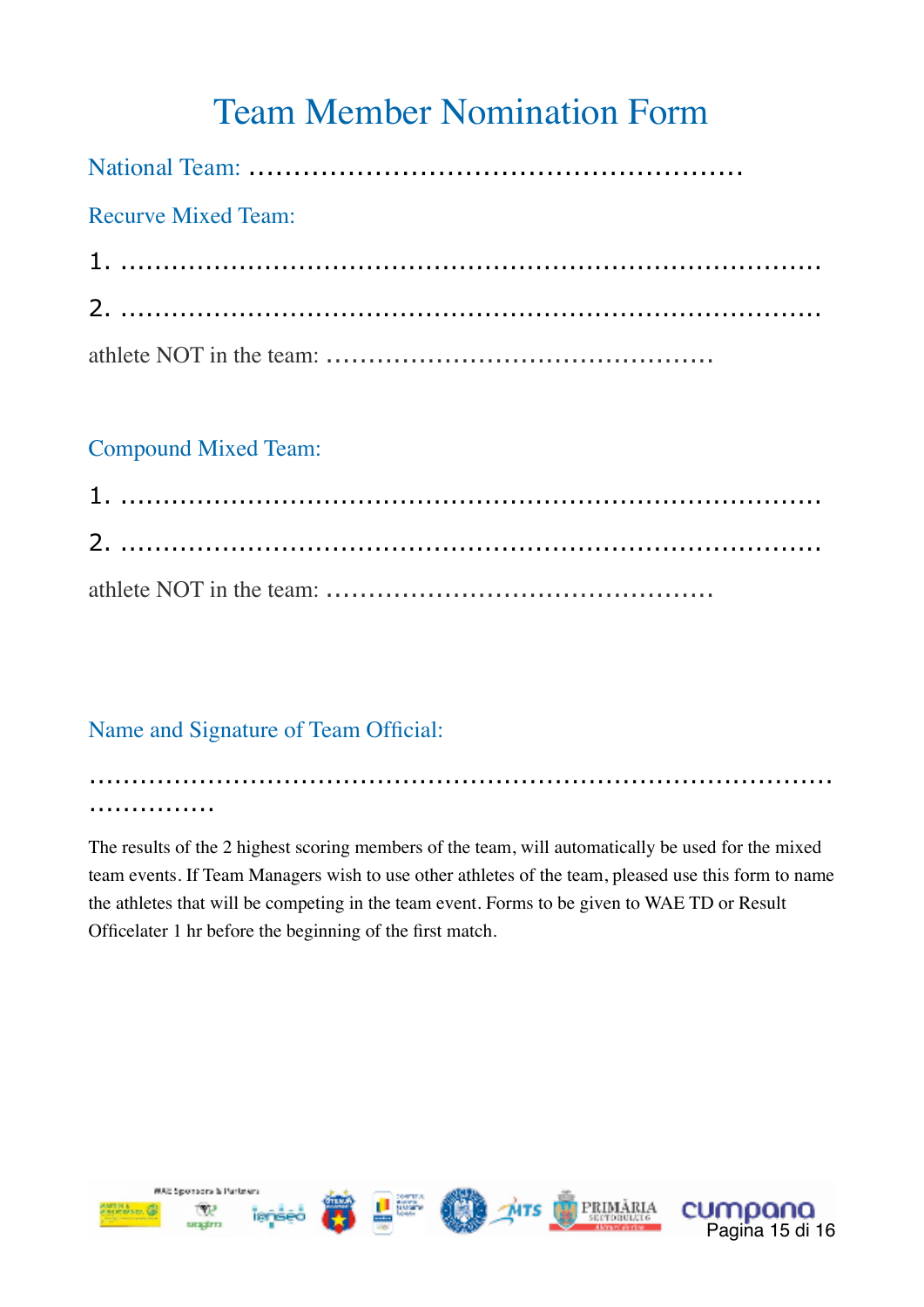# Team Member Nomination Form

National Team: ......................................................

Recurve Mixed Team:

1. ..........................................................................

2. ..........................................................................

athlete NOT in the team: ............................................

Compound Mixed Team:

1. ..........................................................................

2. ..........................................................................

athlete NOT in the team: ............................................

Name and Signature of Team Official:

.............................................................................................

The results of the 2 highest scoring members of the team, will automatically be used for the mixed team events. If Team Managers wish to use other athletes of the team, pleased use this form to name the athletes that will be competing in the team event. Forms to be given to WAE TD or Result Officelater 1 hr before the beginning of the first match.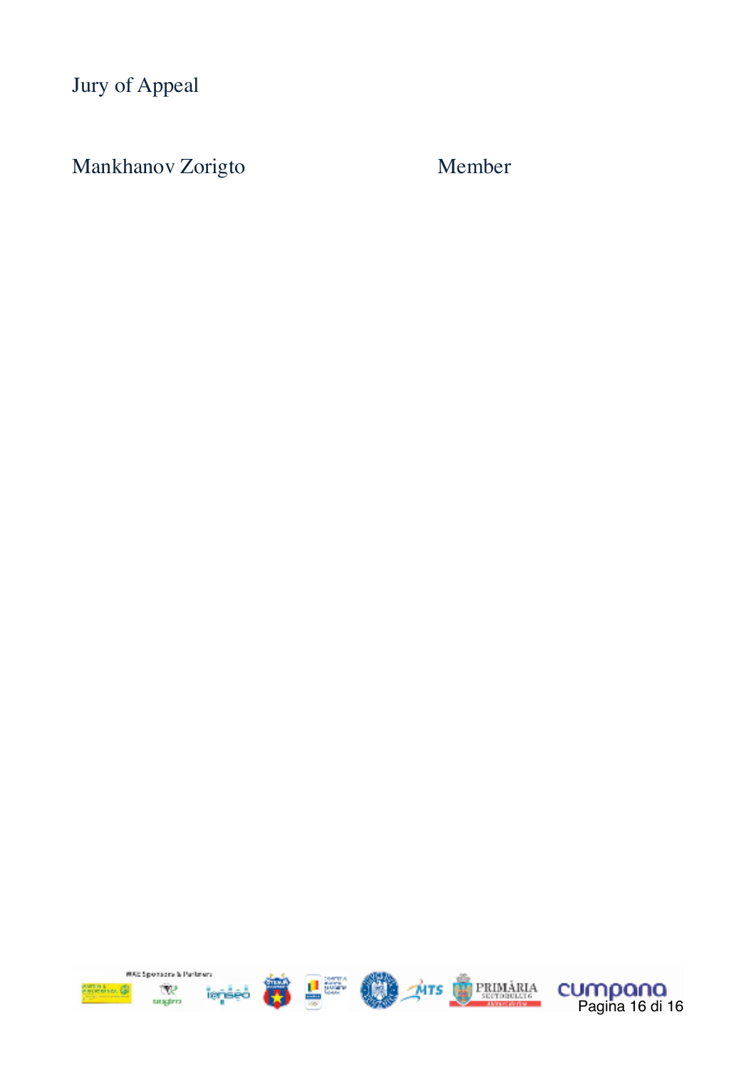Jury of Appeal

| | |
|---|---|
| Mankhanov Zorigto | Member |